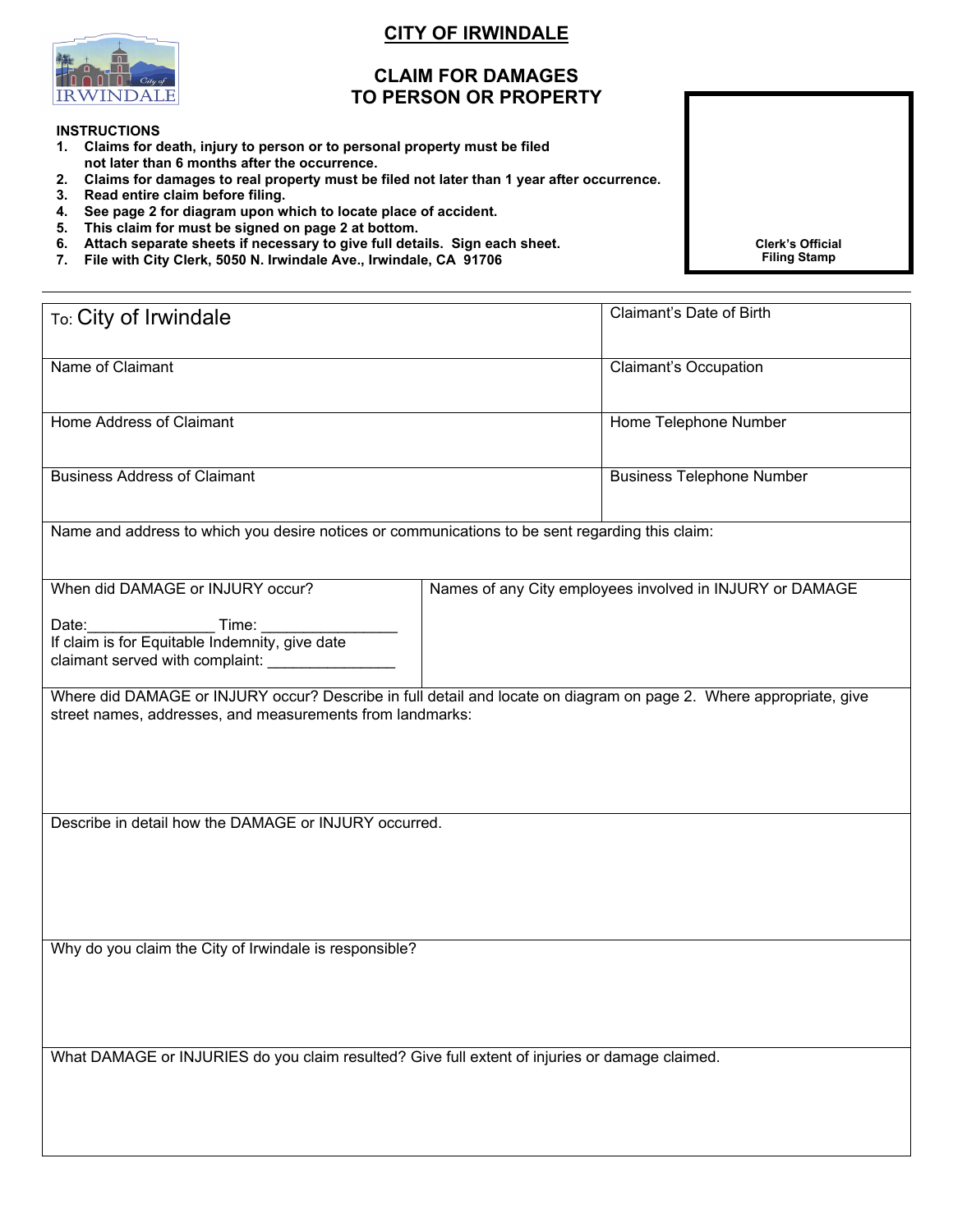# CITY OF IRWINDALE

## CLAIM FOR DAMAGES TO PERSON OR PROPERTY

**INSTRUCTIONS**

1. **Claims for death, injury to person or to personal property must be filed not later than 6 months after the occurrence.**
2. **Claims for damages to real property must be filed not later than 1 year after occurrence.**
3. **Read entire claim before filing.**
4. **See page 2 for diagram upon which to locate place of accident.**
5. **This claim for must be signed on page 2 at bottom.**
6. **Attach separate sheets if necessary to give full details. Sign each sheet.**
7. **File with City Clerk, 5050 N. Irwindale Ave., Irwindale, CA 91706**

**Clerk's Official Filing Stamp**

---

| To: City of Irwindale | Claimant's Date of Birth |
|---|---|
| Name of Claimant | Claimant's Occupation |
| Home Address of Claimant | Home Telephone Number |
| Business Address of Claimant | Business Telephone Number |

Name and address to which you desire notices or communications to be sent regarding this claim:

| When did DAMAGE or INJURY occur?<br><br>Date:_______________ Time: ________________<br>If claim is for Equitable Indemnity, give date claimant served with complaint: _______________ | Names of any City employees involved in INJURY or DAMAGE |
|---|---|

Where did DAMAGE or INJURY occur? Describe in full detail and locate on diagram on page 2. Where appropriate, give street names, addresses, and measurements from landmarks:

Describe in detail how the DAMAGE or INJURY occurred.

Why do you claim the City of Irwindale is responsible?

What DAMAGE or INJURIES do you claim resulted? Give full extent of injuries or damage claimed.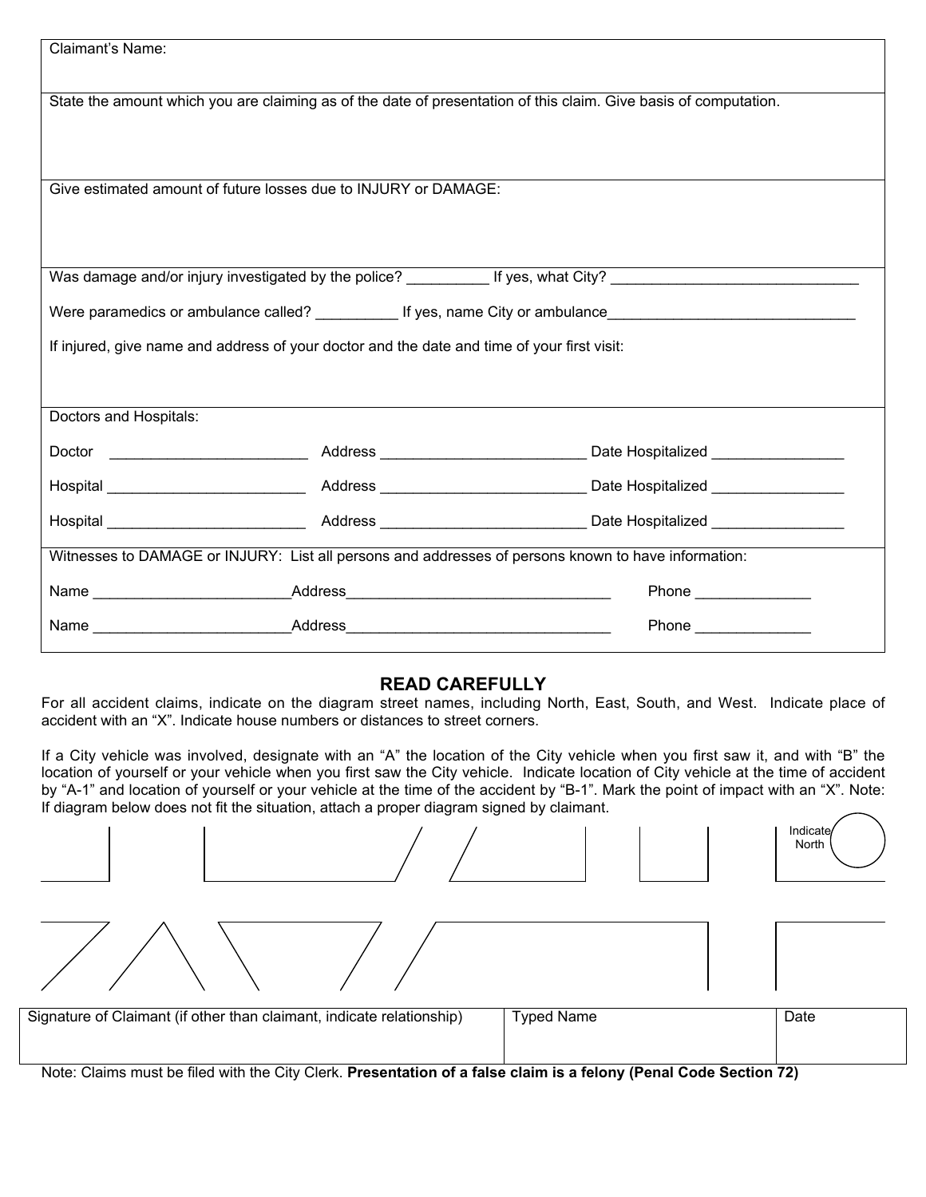Claimant's Name:

State the amount which you are claiming as of the date of presentation of this claim. Give basis of computation.

Give estimated amount of future losses due to INJURY or DAMAGE:

Was damage and/or injury investigated by the police? __________ If yes, what City? ______________________________

Were paramedics or ambulance called? __________ If yes, name City or ambulance______________________________

If injured, give name and address of your doctor and the date and time of your first visit:

Doctors and Hospitals:

Doctor ________________________ Address ________________________ Date Hospitalized ________________

Hospital ________________________ Address ________________________ Date Hospitalized ________________

Hospital ________________________ Address ________________________ Date Hospitalized ________________

Witnesses to DAMAGE or INJURY: List all persons and addresses of persons known to have information:

Name ________________________Address________________________________ Phone ______________

Name ________________________Address________________________________ Phone ______________

## READ CAREFULLY

For all accident claims, indicate on the diagram street names, including North, East, South, and West. Indicate place of accident with an "X". Indicate house numbers or distances to street corners.

If a City vehicle was involved, designate with an "A" the location of the City vehicle when you first saw it, and with "B" the location of yourself or your vehicle when you first saw the City vehicle. Indicate location of City vehicle at the time of accident by "A-1" and location of yourself or your vehicle at the time of the accident by "B-1". Mark the point of impact with an "X". Note: If diagram below does not fit the situation, attach a proper diagram signed by claimant.

Indicate North

| Signature of Claimant (if other than claimant, indicate relationship) | Typed Name | Date |
|---|---|---|
| | | |

Note: Claims must be filed with the City Clerk. **Presentation of a false claim is a felony (Penal Code Section 72)**